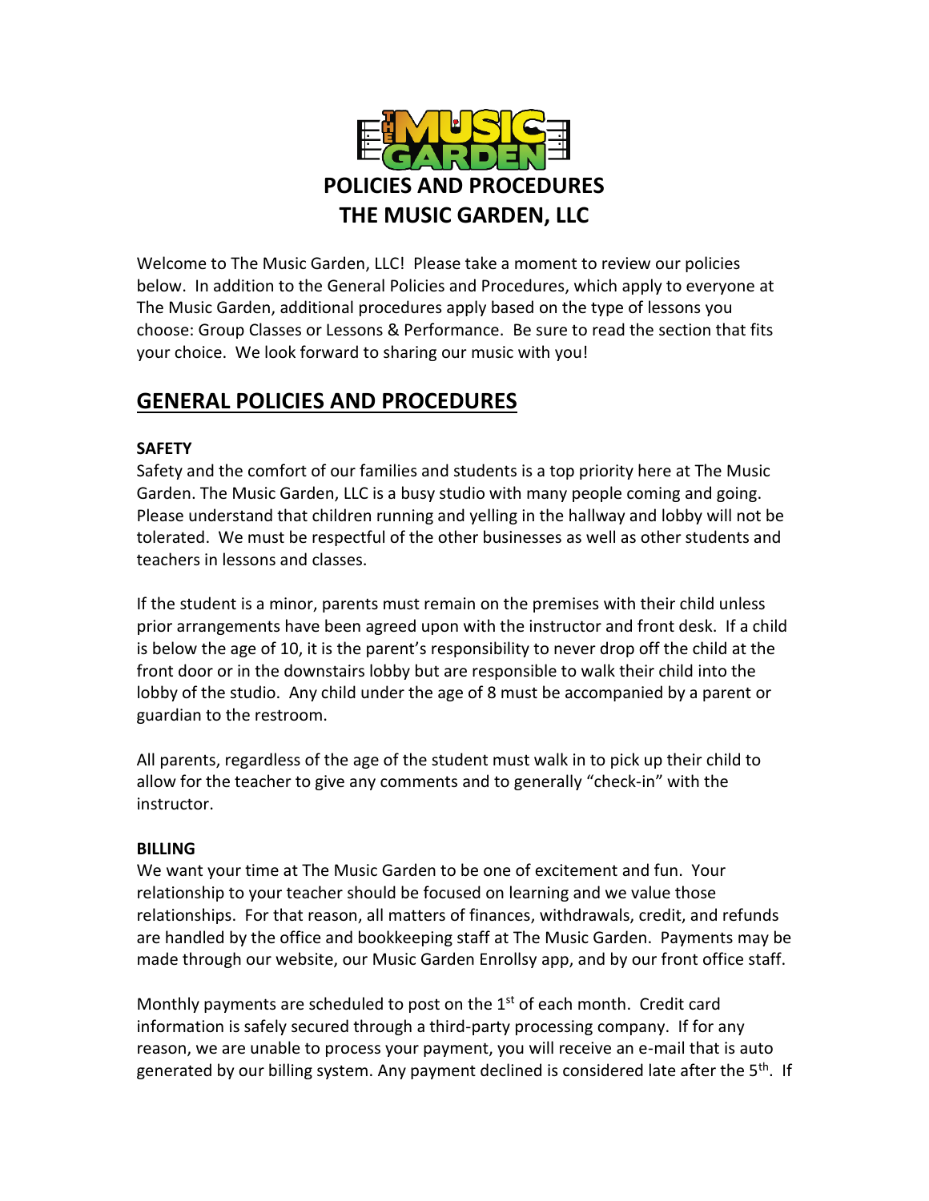# POLICIES AND PROCEDURES
# THE MUSIC GARDEN, LLC

Welcome to The Music Garden, LLC! Please take a moment to review our policies below. In addition to the General Policies and Procedures, which apply to everyone at The Music Garden, additional procedures apply based on the type of lessons you choose: Group Classes or Lessons & Performance. Be sure to read the section that fits your choice. We look forward to sharing our music with you!

## GENERAL POLICIES AND PROCEDURES

**SAFETY**

Safety and the comfort of our families and students is a top priority here at The Music Garden. The Music Garden, LLC is a busy studio with many people coming and going. Please understand that children running and yelling in the hallway and lobby will not be tolerated. We must be respectful of the other businesses as well as other students and teachers in lessons and classes.

If the student is a minor, parents must remain on the premises with their child unless prior arrangements have been agreed upon with the instructor and front desk. If a child is below the age of 10, it is the parent's responsibility to never drop off the child at the front door or in the downstairs lobby but are responsible to walk their child into the lobby of the studio. Any child under the age of 8 must be accompanied by a parent or guardian to the restroom.

All parents, regardless of the age of the student must walk in to pick up their child to allow for the teacher to give any comments and to generally "check-in" with the instructor.

**BILLING**

We want your time at The Music Garden to be one of excitement and fun. Your relationship to your teacher should be focused on learning and we value those relationships. For that reason, all matters of finances, withdrawals, credit, and refunds are handled by the office and bookkeeping staff at The Music Garden. Payments may be made through our website, our Music Garden Enrollsy app, and by our front office staff.

Monthly payments are scheduled to post on the 1st of each month. Credit card information is safely secured through a third-party processing company. If for any reason, we are unable to process your payment, you will receive an e-mail that is auto generated by our billing system. Any payment declined is considered late after the 5th. If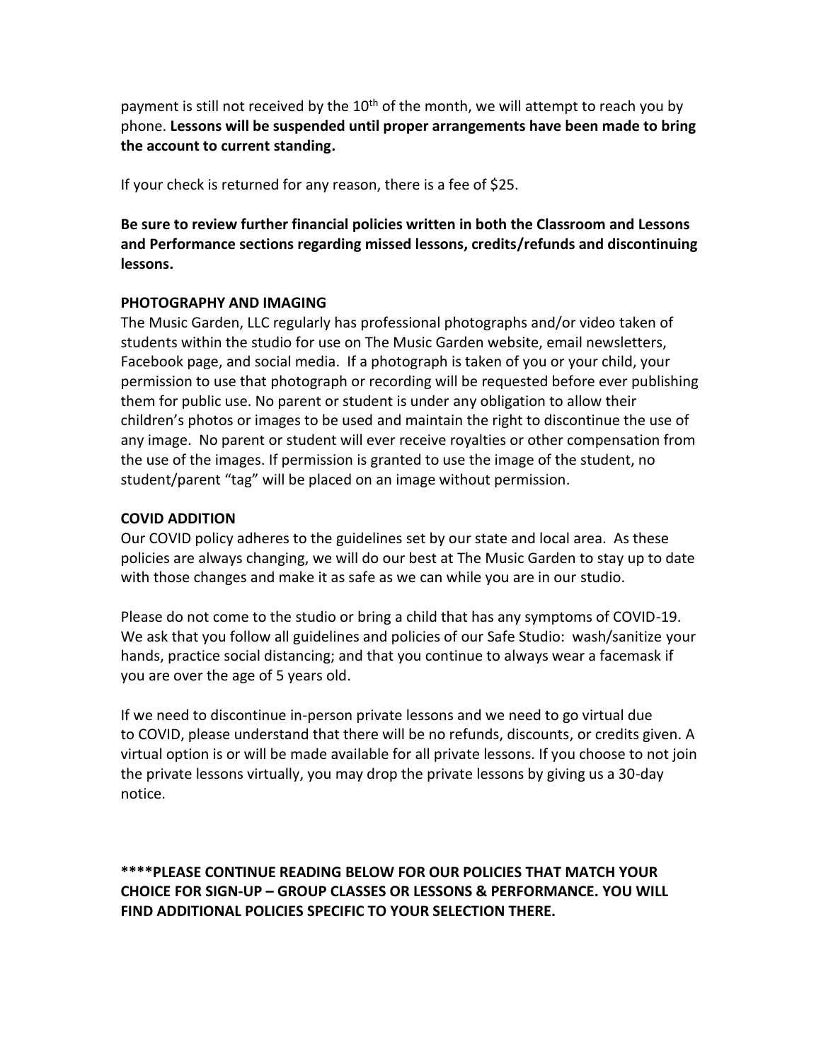payment is still not received by the 10th of the month, we will attempt to reach you by phone. **Lessons will be suspended until proper arrangements have been made to bring the account to current standing.**

If your check is returned for any reason, there is a fee of $25.

**Be sure to review further financial policies written in both the Classroom and Lessons and Performance sections regarding missed lessons, credits/refunds and discontinuing lessons.**

**PHOTOGRAPHY AND IMAGING**

The Music Garden, LLC regularly has professional photographs and/or video taken of students within the studio for use on The Music Garden website, email newsletters, Facebook page, and social media. If a photograph is taken of you or your child, your permission to use that photograph or recording will be requested before ever publishing them for public use. No parent or student is under any obligation to allow their children's photos or images to be used and maintain the right to discontinue the use of any image. No parent or student will ever receive royalties or other compensation from the use of the images. If permission is granted to use the image of the student, no student/parent "tag" will be placed on an image without permission.

**COVID ADDITION**

Our COVID policy adheres to the guidelines set by our state and local area. As these policies are always changing, we will do our best at The Music Garden to stay up to date with those changes and make it as safe as we can while you are in our studio.

Please do not come to the studio or bring a child that has any symptoms of COVID-19. We ask that you follow all guidelines and policies of our Safe Studio: wash/sanitize your hands, practice social distancing; and that you continue to always wear a facemask if you are over the age of 5 years old.

If we need to discontinue in-person private lessons and we need to go virtual due to COVID, please understand that there will be no refunds, discounts, or credits given. A virtual option is or will be made available for all private lessons. If you choose to not join the private lessons virtually, you may drop the private lessons by giving us a 30-day notice.

**\*\*\*\*PLEASE CONTINUE READING BELOW FOR OUR POLICIES THAT MATCH YOUR CHOICE FOR SIGN-UP – GROUP CLASSES OR LESSONS & PERFORMANCE. YOU WILL FIND ADDITIONAL POLICIES SPECIFIC TO YOUR SELECTION THERE.**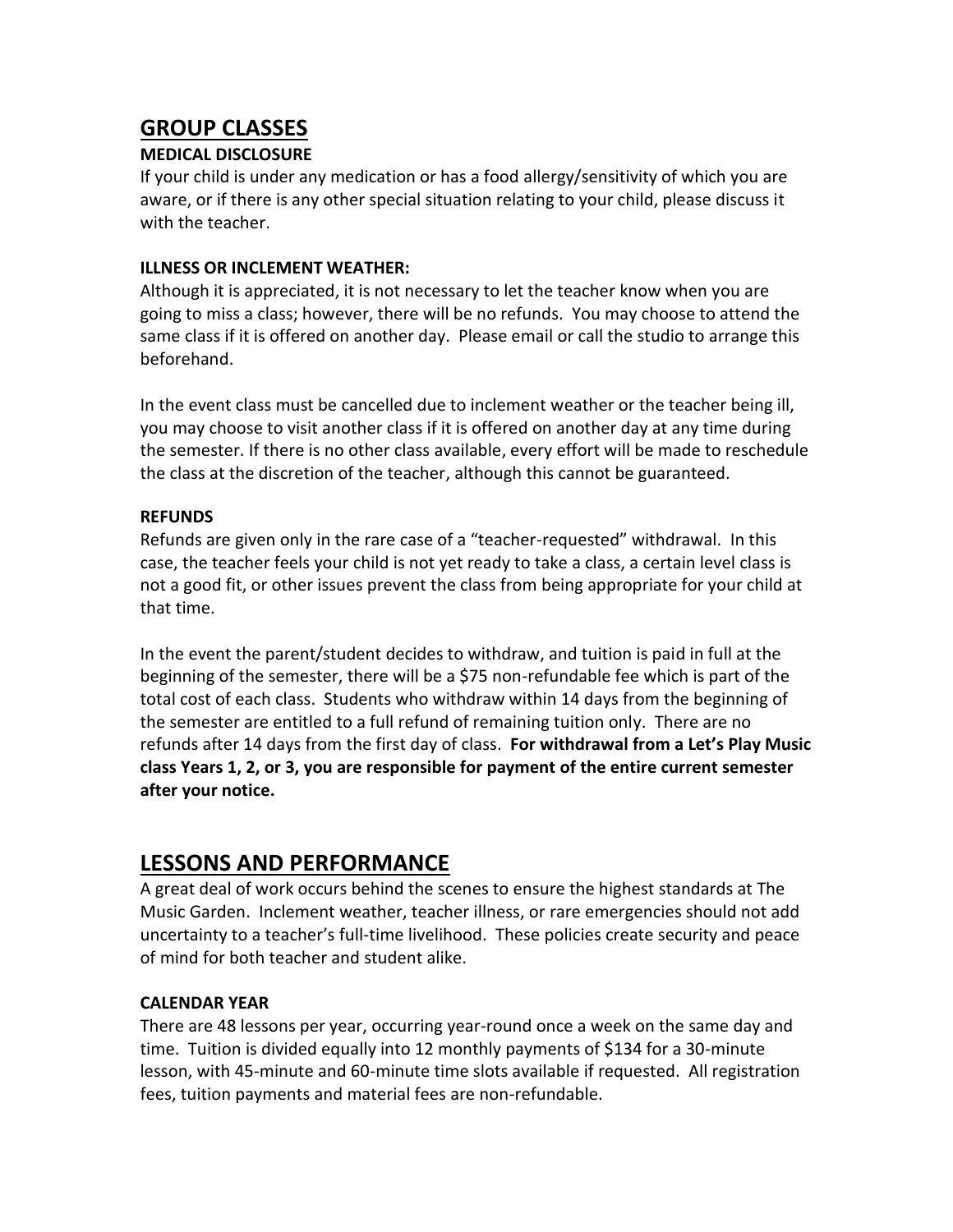## GROUP CLASSES

### MEDICAL DISCLOSURE

If your child is under any medication or has a food allergy/sensitivity of which you are aware, or if there is any other special situation relating to your child, please discuss it with the teacher.

### ILLNESS OR INCLEMENT WEATHER:

Although it is appreciated, it is not necessary to let the teacher know when you are going to miss a class; however, there will be no refunds. You may choose to attend the same class if it is offered on another day. Please email or call the studio to arrange this beforehand.

In the event class must be cancelled due to inclement weather or the teacher being ill, you may choose to visit another class if it is offered on another day at any time during the semester. If there is no other class available, every effort will be made to reschedule the class at the discretion of the teacher, although this cannot be guaranteed.

### REFUNDS

Refunds are given only in the rare case of a "teacher-requested" withdrawal. In this case, the teacher feels your child is not yet ready to take a class, a certain level class is not a good fit, or other issues prevent the class from being appropriate for your child at that time.

In the event the parent/student decides to withdraw, and tuition is paid in full at the beginning of the semester, there will be a $75 non-refundable fee which is part of the total cost of each class. Students who withdraw within 14 days from the beginning of the semester are entitled to a full refund of remaining tuition only. There are no refunds after 14 days from the first day of class. **For withdrawal from a Let's Play Music class Years 1, 2, or 3, you are responsible for payment of the entire current semester after your notice.**

## LESSONS AND PERFORMANCE

A great deal of work occurs behind the scenes to ensure the highest standards at The Music Garden. Inclement weather, teacher illness, or rare emergencies should not add uncertainty to a teacher's full-time livelihood. These policies create security and peace of mind for both teacher and student alike.

### CALENDAR YEAR

There are 48 lessons per year, occurring year-round once a week on the same day and time. Tuition is divided equally into 12 monthly payments of $134 for a 30-minute lesson, with 45-minute and 60-minute time slots available if requested. All registration fees, tuition payments and material fees are non-refundable.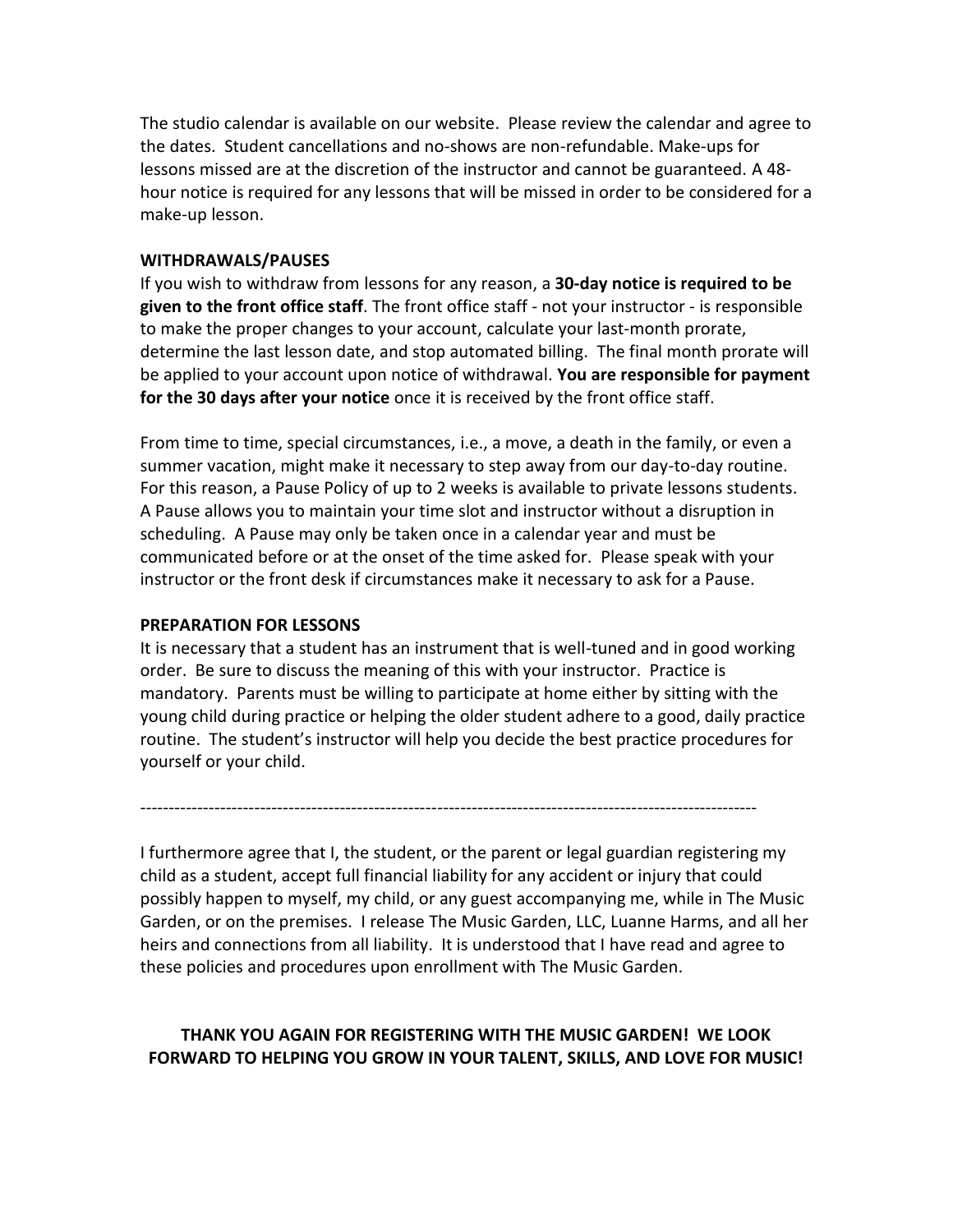The studio calendar is available on our website. Please review the calendar and agree to the dates. Student cancellations and no-shows are non-refundable. Make-ups for lessons missed are at the discretion of the instructor and cannot be guaranteed. A 48-hour notice is required for any lessons that will be missed in order to be considered for a make-up lesson.

**WITHDRAWALS/PAUSES**

If you wish to withdraw from lessons for any reason, a **30-day notice is required to be given to the front office staff**. The front office staff - not your instructor - is responsible to make the proper changes to your account, calculate your last-month prorate, determine the last lesson date, and stop automated billing. The final month prorate will be applied to your account upon notice of withdrawal. **You are responsible for payment for the 30 days after your notice** once it is received by the front office staff.

From time to time, special circumstances, i.e., a move, a death in the family, or even a summer vacation, might make it necessary to step away from our day-to-day routine. For this reason, a Pause Policy of up to 2 weeks is available to private lessons students. A Pause allows you to maintain your time slot and instructor without a disruption in scheduling. A Pause may only be taken once in a calendar year and must be communicated before or at the onset of the time asked for. Please speak with your instructor or the front desk if circumstances make it necessary to ask for a Pause.

**PREPARATION FOR LESSONS**

It is necessary that a student has an instrument that is well-tuned and in good working order. Be sure to discuss the meaning of this with your instructor. Practice is mandatory. Parents must be willing to participate at home either by sitting with the young child during practice or helping the older student adhere to a good, daily practice routine. The student's instructor will help you decide the best practice procedures for yourself or your child.

---

I furthermore agree that I, the student, or the parent or legal guardian registering my child as a student, accept full financial liability for any accident or injury that could possibly happen to myself, my child, or any guest accompanying me, while in The Music Garden, or on the premises. I release The Music Garden, LLC, Luanne Harms, and all her heirs and connections from all liability. It is understood that I have read and agree to these policies and procedures upon enrollment with The Music Garden.

**THANK YOU AGAIN FOR REGISTERING WITH THE MUSIC GARDEN! WE LOOK FORWARD TO HELPING YOU GROW IN YOUR TALENT, SKILLS, AND LOVE FOR MUSIC!**